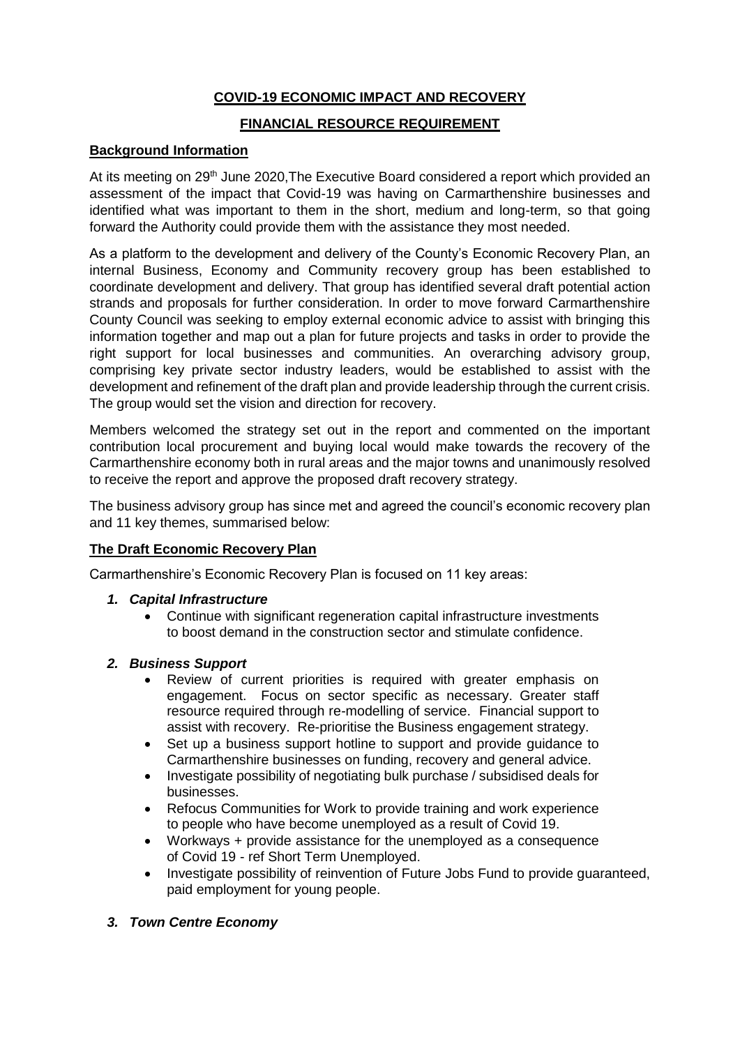# **COVID-19 ECONOMIC IMPACT AND RECOVERY**

## **FINANCIAL RESOURCE REQUIREMENT**

### **Background Information**

At its meeting on 29th June 2020,The Executive Board considered a report which provided an assessment of the impact that Covid-19 was having on Carmarthenshire businesses and identified what was important to them in the short, medium and long-term, so that going forward the Authority could provide them with the assistance they most needed.

As a platform to the development and delivery of the County's Economic Recovery Plan, an internal Business, Economy and Community recovery group has been established to coordinate development and delivery. That group has identified several draft potential action strands and proposals for further consideration. In order to move forward Carmarthenshire County Council was seeking to employ external economic advice to assist with bringing this information together and map out a plan for future projects and tasks in order to provide the right support for local businesses and communities. An overarching advisory group, comprising key private sector industry leaders, would be established to assist with the development and refinement of the draft plan and provide leadership through the current crisis. The group would set the vision and direction for recovery.

Members welcomed the strategy set out in the report and commented on the important contribution local procurement and buying local would make towards the recovery of the Carmarthenshire economy both in rural areas and the major towns and unanimously resolved to receive the report and approve the proposed draft recovery strategy.

The business advisory group has since met and agreed the council's economic recovery plan and 11 key themes, summarised below:

### **The Draft Economic Recovery Plan**

Carmarthenshire's Economic Recovery Plan is focused on 11 key areas:

1. ***Capital Infrastructure***
   - Continue with significant regeneration capital infrastructure investments to boost demand in the construction sector and stimulate confidence.

2. ***Business Support***
   - Review of current priorities is required with greater emphasis on engagement. Focus on sector specific as necessary. Greater staff resource required through re-modelling of service. Financial support to assist with recovery. Re-prioritise the Business engagement strategy.
   - Set up a business support hotline to support and provide guidance to Carmarthenshire businesses on funding, recovery and general advice.
   - Investigate possibility of negotiating bulk purchase / subsidised deals for businesses.
   - Refocus Communities for Work to provide training and work experience to people who have become unemployed as a result of Covid 19.
   - Workways + provide assistance for the unemployed as a consequence of Covid 19 - ref Short Term Unemployed.
   - Investigate possibility of reinvention of Future Jobs Fund to provide guaranteed, paid employment for young people.

3. ***Town Centre Economy***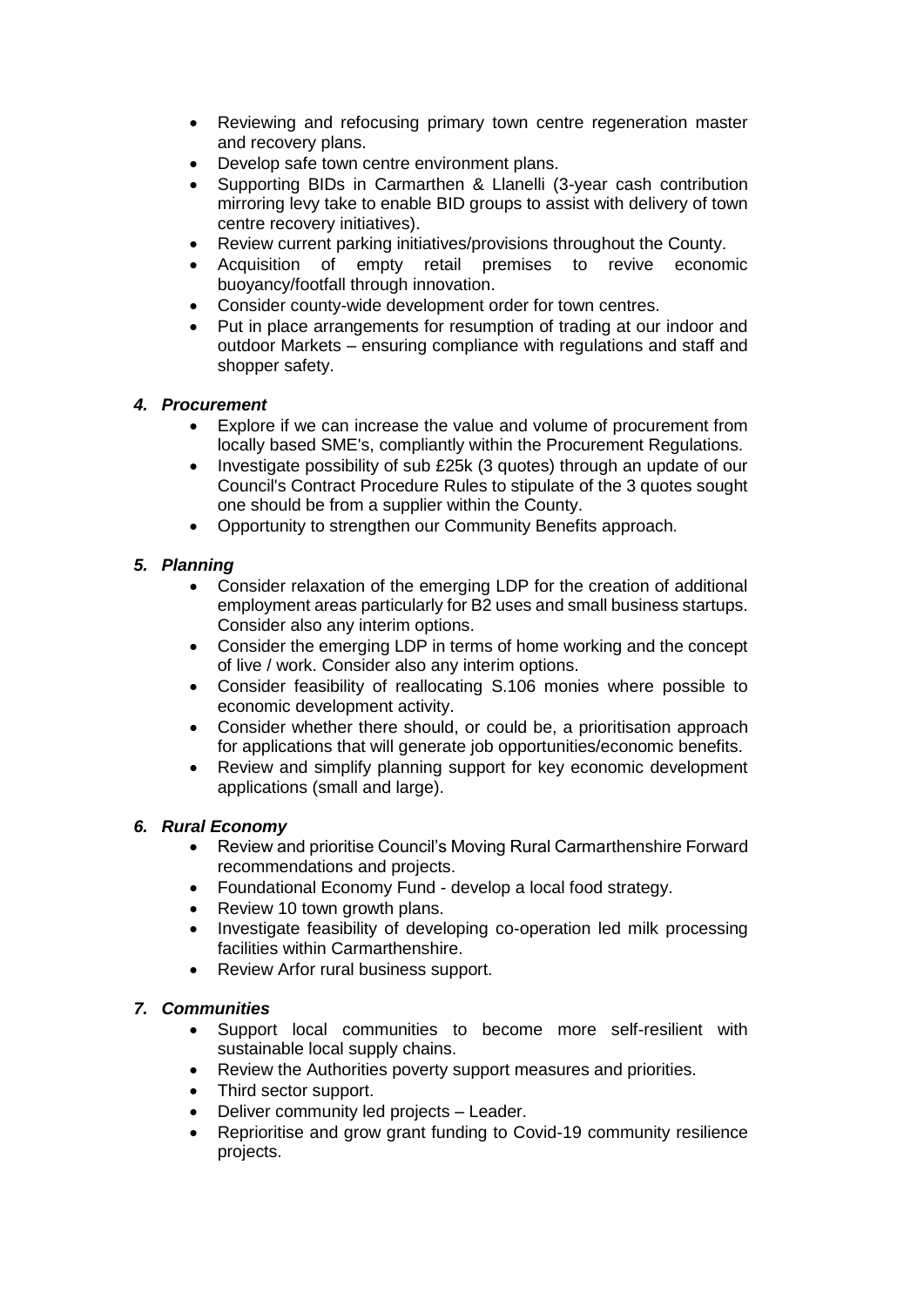- Reviewing and refocusing primary town centre regeneration master and recovery plans.
- Develop safe town centre environment plans.
- Supporting BIDs in Carmarthen & Llanelli (3-year cash contribution mirroring levy take to enable BID groups to assist with delivery of town centre recovery initiatives).
- Review current parking initiatives/provisions throughout the County.
- Acquisition of empty retail premises to revive economic buoyancy/footfall through innovation.
- Consider county-wide development order for town centres.
- Put in place arrangements for resumption of trading at our indoor and outdoor Markets – ensuring compliance with regulations and staff and shopper safety.

### *4. Procurement*

- Explore if we can increase the value and volume of procurement from locally based SME's, compliantly within the Procurement Regulations.
- Investigate possibility of sub £25k (3 quotes) through an update of our Council's Contract Procedure Rules to stipulate of the 3 quotes sought one should be from a supplier within the County.
- Opportunity to strengthen our Community Benefits approach.

### *5. Planning*

- Consider relaxation of the emerging LDP for the creation of additional employment areas particularly for B2 uses and small business startups. Consider also any interim options.
- Consider the emerging LDP in terms of home working and the concept of live / work. Consider also any interim options.
- Consider feasibility of reallocating S.106 monies where possible to economic development activity.
- Consider whether there should, or could be, a prioritisation approach for applications that will generate job opportunities/economic benefits.
- Review and simplify planning support for key economic development applications (small and large).

### *6. Rural Economy*

- Review and prioritise Council's Moving Rural Carmarthenshire Forward recommendations and projects.
- Foundational Economy Fund - develop a local food strategy.
- Review 10 town growth plans.
- Investigate feasibility of developing co-operation led milk processing facilities within Carmarthenshire.
- Review Arfor rural business support.

### *7. Communities*

- Support local communities to become more self-resilient with sustainable local supply chains.
- Review the Authorities poverty support measures and priorities.
- Third sector support.
- Deliver community led projects – Leader.
- Reprioritise and grow grant funding to Covid-19 community resilience projects.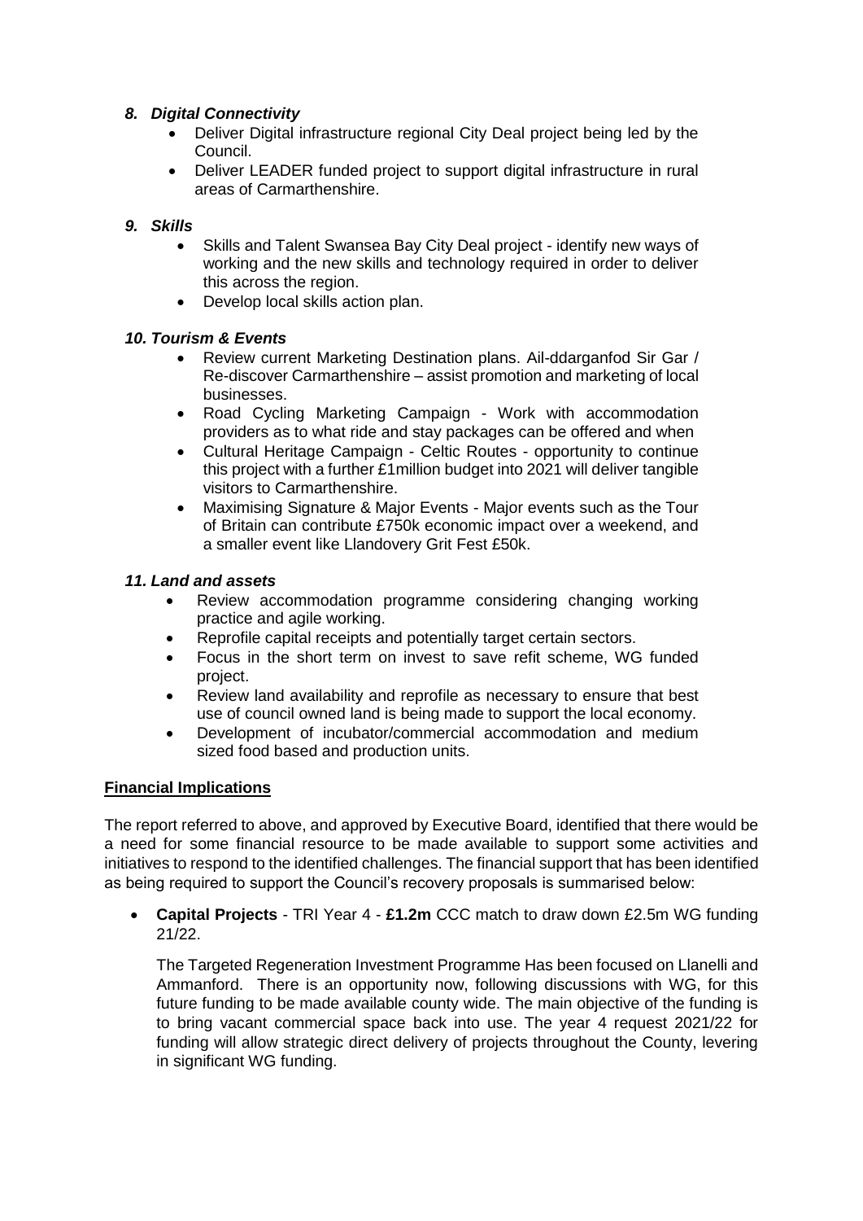### *8. Digital Connectivity*

- Deliver Digital infrastructure regional City Deal project being led by the Council.
- Deliver LEADER funded project to support digital infrastructure in rural areas of Carmarthenshire.

### *9. Skills*

- Skills and Talent Swansea Bay City Deal project - identify new ways of working and the new skills and technology required in order to deliver this across the region.
- Develop local skills action plan.

### *10. Tourism & Events*

- Review current Marketing Destination plans. Ail-ddarganfod Sir Gar / Re-discover Carmarthenshire – assist promotion and marketing of local businesses.
- Road Cycling Marketing Campaign - Work with accommodation providers as to what ride and stay packages can be offered and when
- Cultural Heritage Campaign - Celtic Routes - opportunity to continue this project with a further £1million budget into 2021 will deliver tangible visitors to Carmarthenshire.
- Maximising Signature & Major Events - Major events such as the Tour of Britain can contribute £750k economic impact over a weekend, and a smaller event like Llandovery Grit Fest £50k.

### *11. Land and assets*

- Review accommodation programme considering changing working practice and agile working.
- Reprofile capital receipts and potentially target certain sectors.
- Focus in the short term on invest to save refit scheme, WG funded project.
- Review land availability and reprofile as necessary to ensure that best use of council owned land is being made to support the local economy.
- Development of incubator/commercial accommodation and medium sized food based and production units.

## **Financial Implications**

The report referred to above, and approved by Executive Board, identified that there would be a need for some financial resource to be made available to support some activities and initiatives to respond to the identified challenges. The financial support that has been identified as being required to support the Council's recovery proposals is summarised below:

- **Capital Projects** - TRI Year 4 - **£1.2m** CCC match to draw down £2.5m WG funding 21/22.

  The Targeted Regeneration Investment Programme Has been focused on Llanelli and Ammanford. There is an opportunity now, following discussions with WG, for this future funding to be made available county wide. The main objective of the funding is to bring vacant commercial space back into use. The year 4 request 2021/22 for funding will allow strategic direct delivery of projects throughout the County, levering in significant WG funding.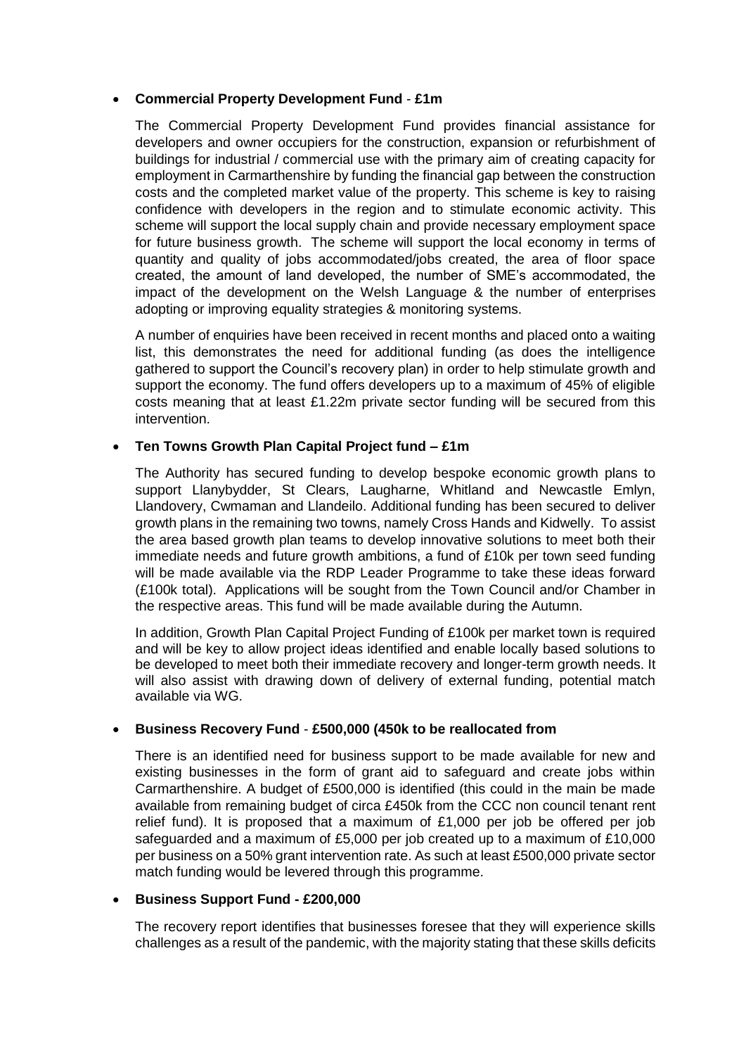- **Commercial Property Development Fund** - **£1m**

  The Commercial Property Development Fund provides financial assistance for developers and owner occupiers for the construction, expansion or refurbishment of buildings for industrial / commercial use with the primary aim of creating capacity for employment in Carmarthenshire by funding the financial gap between the construction costs and the completed market value of the property. This scheme is key to raising confidence with developers in the region and to stimulate economic activity. This scheme will support the local supply chain and provide necessary employment space for future business growth. The scheme will support the local economy in terms of quantity and quality of jobs accommodated/jobs created, the area of floor space created, the amount of land developed, the number of SME's accommodated, the impact of the development on the Welsh Language & the number of enterprises adopting or improving equality strategies & monitoring systems.

  A number of enquiries have been received in recent months and placed onto a waiting list, this demonstrates the need for additional funding (as does the intelligence gathered to support the Council's recovery plan) in order to help stimulate growth and support the economy. The fund offers developers up to a maximum of 45% of eligible costs meaning that at least £1.22m private sector funding will be secured from this intervention.

- **Ten Towns Growth Plan Capital Project fund – £1m**

  The Authority has secured funding to develop bespoke economic growth plans to support Llanybydder, St Clears, Laugharne, Whitland and Newcastle Emlyn, Llandovery, Cwmaman and Llandeilo. Additional funding has been secured to deliver growth plans in the remaining two towns, namely Cross Hands and Kidwelly. To assist the area based growth plan teams to develop innovative solutions to meet both their immediate needs and future growth ambitions, a fund of £10k per town seed funding will be made available via the RDP Leader Programme to take these ideas forward (£100k total). Applications will be sought from the Town Council and/or Chamber in the respective areas. This fund will be made available during the Autumn.

  In addition, Growth Plan Capital Project Funding of £100k per market town is required and will be key to allow project ideas identified and enable locally based solutions to be developed to meet both their immediate recovery and longer-term growth needs. It will also assist with drawing down of delivery of external funding, potential match available via WG.

- **Business Recovery Fund** - **£500,000 (450k to be reallocated from**

  There is an identified need for business support to be made available for new and existing businesses in the form of grant aid to safeguard and create jobs within Carmarthenshire. A budget of £500,000 is identified (this could in the main be made available from remaining budget of circa £450k from the CCC non council tenant rent relief fund). It is proposed that a maximum of £1,000 per job be offered per job safeguarded and a maximum of £5,000 per job created up to a maximum of £10,000 per business on a 50% grant intervention rate. As such at least £500,000 private sector match funding would be levered through this programme.

- **Business Support Fund - £200,000**

  The recovery report identifies that businesses foresee that they will experience skills challenges as a result of the pandemic, with the majority stating that these skills deficits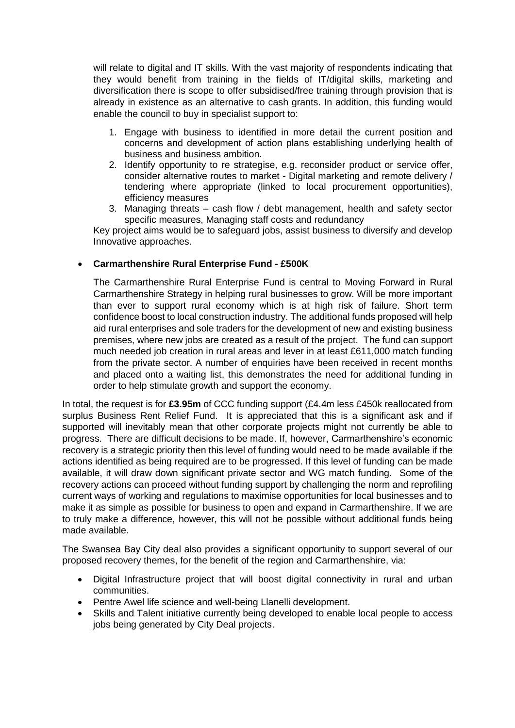will relate to digital and IT skills. With the vast majority of respondents indicating that they would benefit from training in the fields of IT/digital skills, marketing and diversification there is scope to offer subsidised/free training through provision that is already in existence as an alternative to cash grants. In addition, this funding would enable the council to buy in specialist support to:

1. Engage with business to identified in more detail the current position and concerns and development of action plans establishing underlying health of business and business ambition.
2. Identify opportunity to re strategise, e.g. reconsider product or service offer, consider alternative routes to market - Digital marketing and remote delivery / tendering where appropriate (linked to local procurement opportunities), efficiency measures
3. Managing threats – cash flow / debt management, health and safety sector specific measures, Managing staff costs and redundancy

Key project aims would be to safeguard jobs, assist business to diversify and develop Innovative approaches.

- **Carmarthenshire Rural Enterprise Fund - £500K**

  The Carmarthenshire Rural Enterprise Fund is central to Moving Forward in Rural Carmarthenshire Strategy in helping rural businesses to grow. Will be more important than ever to support rural economy which is at high risk of failure. Short term confidence boost to local construction industry. The additional funds proposed will help aid rural enterprises and sole traders for the development of new and existing business premises, where new jobs are created as a result of the project. The fund can support much needed job creation in rural areas and lever in at least £611,000 match funding from the private sector. A number of enquiries have been received in recent months and placed onto a waiting list, this demonstrates the need for additional funding in order to help stimulate growth and support the economy.

In total, the request is for **£3.95m** of CCC funding support (£4.4m less £450k reallocated from surplus Business Rent Relief Fund. It is appreciated that this is a significant ask and if supported will inevitably mean that other corporate projects might not currently be able to progress. There are difficult decisions to be made. If, however, Carmarthenshire's economic recovery is a strategic priority then this level of funding would need to be made available if the actions identified as being required are to be progressed. If this level of funding can be made available, it will draw down significant private sector and WG match funding. Some of the recovery actions can proceed without funding support by challenging the norm and reprofiling current ways of working and regulations to maximise opportunities for local businesses and to make it as simple as possible for business to open and expand in Carmarthenshire. If we are to truly make a difference, however, this will not be possible without additional funds being made available.

The Swansea Bay City deal also provides a significant opportunity to support several of our proposed recovery themes, for the benefit of the region and Carmarthenshire, via:

- Digital Infrastructure project that will boost digital connectivity in rural and urban communities.
- Pentre Awel life science and well-being Llanelli development.
- Skills and Talent initiative currently being developed to enable local people to access jobs being generated by City Deal projects.